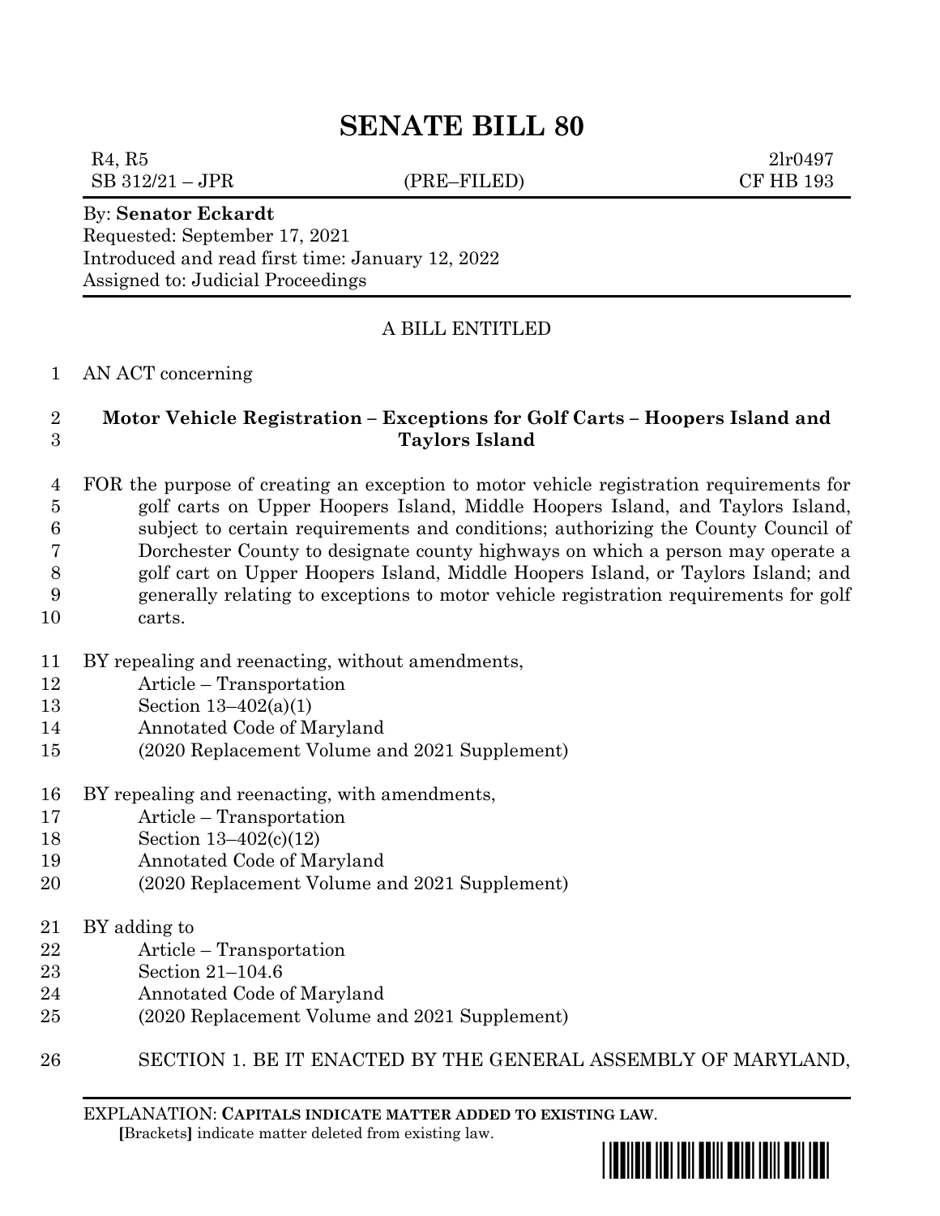# SENATE BILL 80

R4, R5 2lr0497
SB 312/21 – JPR (PRE–FILED) CF HB 193

By: **Senator Eckardt**
Requested: September 17, 2021
Introduced and read first time: January 12, 2022
Assigned to: Judicial Proceedings

A BILL ENTITLED

1 AN ACT concerning

2 **Motor Vehicle Registration – Exceptions for Golf Carts – Hoopers Island and**
3 **Taylors Island**

4 FOR the purpose of creating an exception to motor vehicle registration requirements for
5 golf carts on Upper Hoopers Island, Middle Hoopers Island, and Taylors Island,
6 subject to certain requirements and conditions; authorizing the County Council of
7 Dorchester County to designate county highways on which a person may operate a
8 golf cart on Upper Hoopers Island, Middle Hoopers Island, or Taylors Island; and
9 generally relating to exceptions to motor vehicle registration requirements for golf
10 carts.

11 BY repealing and reenacting, without amendments,
12 Article – Transportation
13 Section 13–402(a)(1)
14 Annotated Code of Maryland
15 (2020 Replacement Volume and 2021 Supplement)

16 BY repealing and reenacting, with amendments,
17 Article – Transportation
18 Section 13–402(c)(12)
19 Annotated Code of Maryland
20 (2020 Replacement Volume and 2021 Supplement)

21 BY adding to
22 Article – Transportation
23 Section 21–104.6
24 Annotated Code of Maryland
25 (2020 Replacement Volume and 2021 Supplement)

26 SECTION 1. BE IT ENACTED BY THE GENERAL ASSEMBLY OF MARYLAND,

EXPLANATION: **CAPITALS INDICATE MATTER ADDED TO EXISTING LAW.**
**[**Brackets**]** indicate matter deleted from existing law.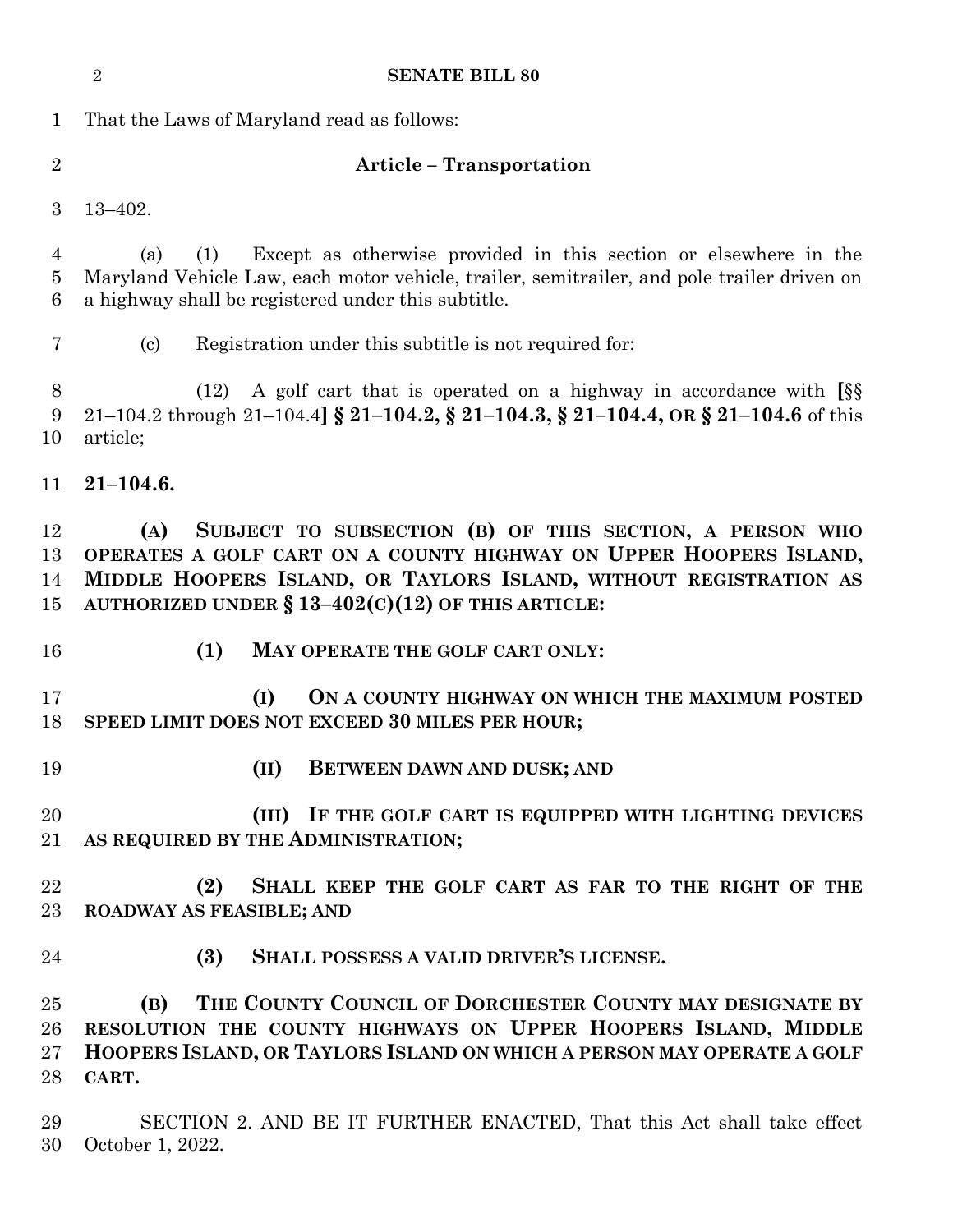That the Laws of Maryland read as follows:

## Article – Transportation

13–402.

(a) (1) Except as otherwise provided in this section or elsewhere in the Maryland Vehicle Law, each motor vehicle, trailer, semitrailer, and pole trailer driven on a highway shall be registered under this subtitle.

(c) Registration under this subtitle is not required for:

(12) A golf cart that is operated on a highway in accordance with **[**§§ 21–104.2 through 21–104.4**] § 21–104.2, § 21–104.3, § 21–104.4, OR § 21–104.6** of this article;

**21–104.6.**

**(A) SUBJECT TO SUBSECTION (B) OF THIS SECTION, A PERSON WHO OPERATES A GOLF CART ON A COUNTY HIGHWAY ON UPPER HOOPERS ISLAND, MIDDLE HOOPERS ISLAND, OR TAYLORS ISLAND, WITHOUT REGISTRATION AS AUTHORIZED UNDER § 13–402(C)(12) OF THIS ARTICLE:**

**(1) MAY OPERATE THE GOLF CART ONLY:**

**(I) ON A COUNTY HIGHWAY ON WHICH THE MAXIMUM POSTED SPEED LIMIT DOES NOT EXCEED 30 MILES PER HOUR;**

**(II) BETWEEN DAWN AND DUSK; AND**

**(III) IF THE GOLF CART IS EQUIPPED WITH LIGHTING DEVICES AS REQUIRED BY THE ADMINISTRATION;**

**(2) SHALL KEEP THE GOLF CART AS FAR TO THE RIGHT OF THE ROADWAY AS FEASIBLE; AND**

**(3) SHALL POSSESS A VALID DRIVER'S LICENSE.**

**(B) THE COUNTY COUNCIL OF DORCHESTER COUNTY MAY DESIGNATE BY RESOLUTION THE COUNTY HIGHWAYS ON UPPER HOOPERS ISLAND, MIDDLE HOOPERS ISLAND, OR TAYLORS ISLAND ON WHICH A PERSON MAY OPERATE A GOLF CART.**

SECTION 2. AND BE IT FURTHER ENACTED, That this Act shall take effect October 1, 2022.